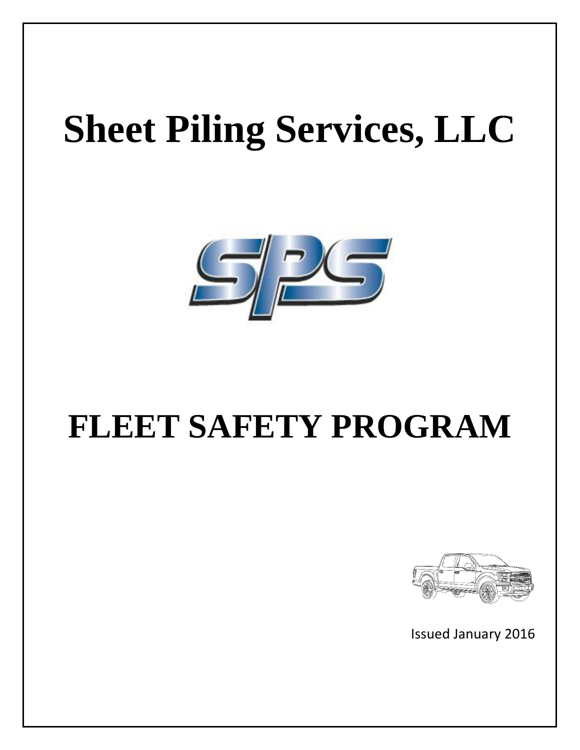# Sheet Piling Services, LLC

# FLEET SAFETY PROGRAM

Issued January 2016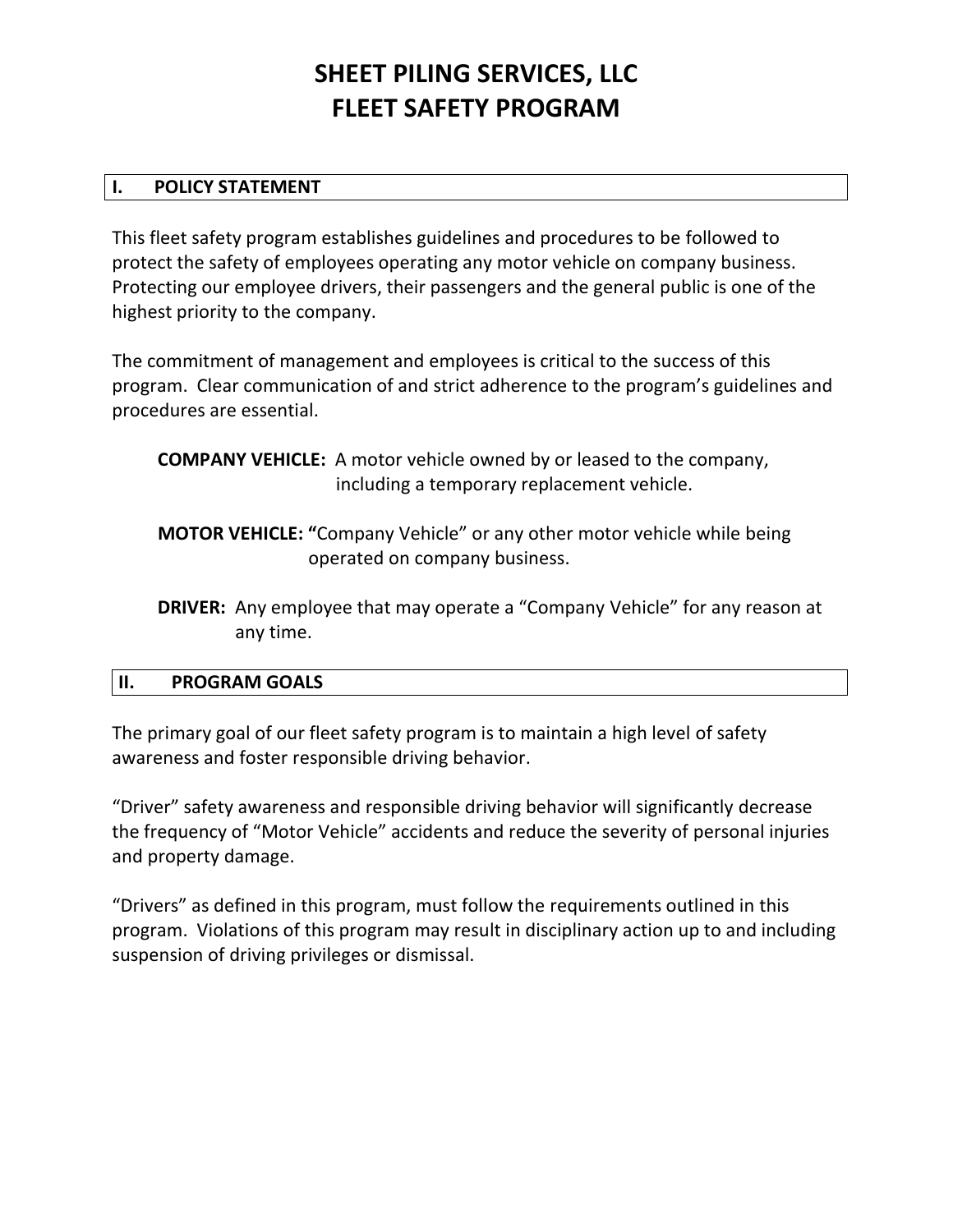# SHEET PILING SERVICES, LLC
# FLEET SAFETY PROGRAM

## I. POLICY STATEMENT

This fleet safety program establishes guidelines and procedures to be followed to protect the safety of employees operating any motor vehicle on company business. Protecting our employee drivers, their passengers and the general public is one of the highest priority to the company.

The commitment of management and employees is critical to the success of this program. Clear communication of and strict adherence to the program's guidelines and procedures are essential.

**COMPANY VEHICLE:** A motor vehicle owned by or leased to the company, including a temporary replacement vehicle.

**MOTOR VEHICLE: "**Company Vehicle" or any other motor vehicle while being operated on company business.

**DRIVER:** Any employee that may operate a "Company Vehicle" for any reason at any time.

## II. PROGRAM GOALS

The primary goal of our fleet safety program is to maintain a high level of safety awareness and foster responsible driving behavior.

"Driver" safety awareness and responsible driving behavior will significantly decrease the frequency of "Motor Vehicle" accidents and reduce the severity of personal injuries and property damage.

"Drivers" as defined in this program, must follow the requirements outlined in this program. Violations of this program may result in disciplinary action up to and including suspension of driving privileges or dismissal.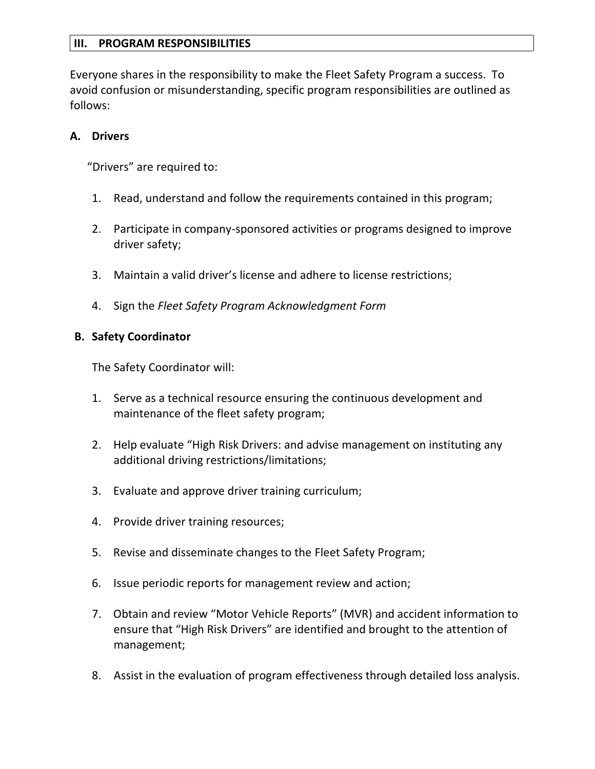## III. PROGRAM RESPONSIBILITIES

Everyone shares in the responsibility to make the Fleet Safety Program a success. To avoid confusion or misunderstanding, specific program responsibilities are outlined as follows:

### A. Drivers

"Drivers" are required to:

1. Read, understand and follow the requirements contained in this program;
2. Participate in company-sponsored activities or programs designed to improve driver safety;
3. Maintain a valid driver's license and adhere to license restrictions;
4. Sign the *Fleet Safety Program Acknowledgment Form*

### B. Safety Coordinator

The Safety Coordinator will:

1. Serve as a technical resource ensuring the continuous development and maintenance of the fleet safety program;
2. Help evaluate "High Risk Drivers: and advise management on instituting any additional driving restrictions/limitations;
3. Evaluate and approve driver training curriculum;
4. Provide driver training resources;
5. Revise and disseminate changes to the Fleet Safety Program;
6. Issue periodic reports for management review and action;
7. Obtain and review "Motor Vehicle Reports" (MVR) and accident information to ensure that "High Risk Drivers" are identified and brought to the attention of management;
8. Assist in the evaluation of program effectiveness through detailed loss analysis.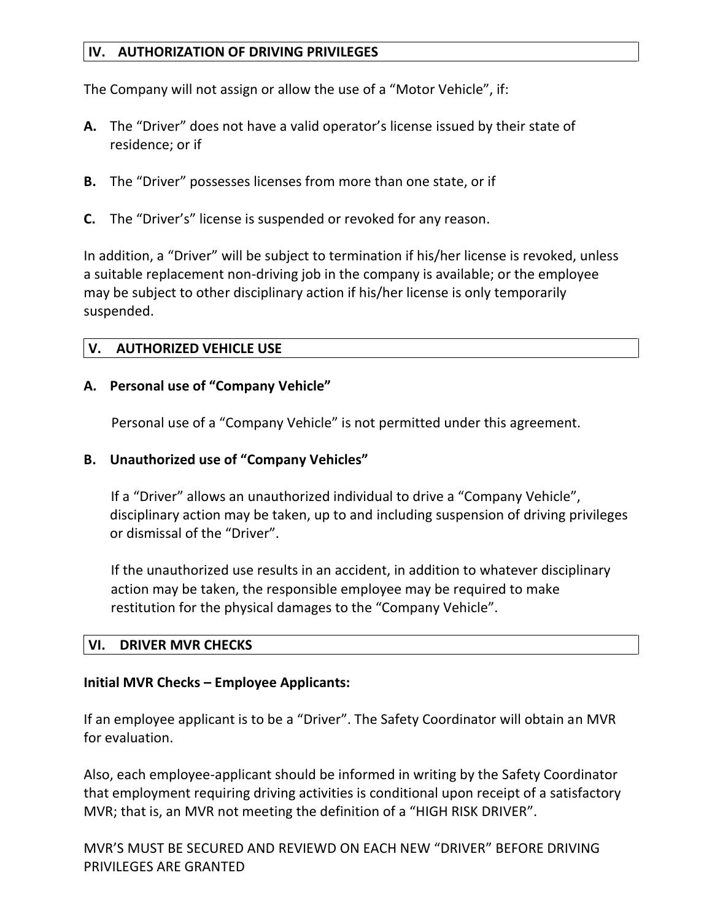## IV. AUTHORIZATION OF DRIVING PRIVILEGES

The Company will not assign or allow the use of a "Motor Vehicle", if:

**A.** The "Driver" does not have a valid operator's license issued by their state of residence; or if

**B.** The "Driver" possesses licenses from more than one state, or if

**C.** The "Driver's" license is suspended or revoked for any reason.

In addition, a "Driver" will be subject to termination if his/her license is revoked, unless a suitable replacement non-driving job in the company is available; or the employee may be subject to other disciplinary action if his/her license is only temporarily suspended.

## V. AUTHORIZED VEHICLE USE

### A. Personal use of "Company Vehicle"

Personal use of a "Company Vehicle" is not permitted under this agreement.

### B. Unauthorized use of "Company Vehicles"

If a "Driver" allows an unauthorized individual to drive a "Company Vehicle", disciplinary action may be taken, up to and including suspension of driving privileges or dismissal of the "Driver".

If the unauthorized use results in an accident, in addition to whatever disciplinary action may be taken, the responsible employee may be required to make restitution for the physical damages to the "Company Vehicle".

## VI. DRIVER MVR CHECKS

**Initial MVR Checks – Employee Applicants:**

If an employee applicant is to be a "Driver". The Safety Coordinator will obtain an MVR for evaluation.

Also, each employee-applicant should be informed in writing by the Safety Coordinator that employment requiring driving activities is conditional upon receipt of a satisfactory MVR; that is, an MVR not meeting the definition of a "HIGH RISK DRIVER".

MVR'S MUST BE SECURED AND REVIEWD ON EACH NEW "DRIVER" BEFORE DRIVING PRIVILEGES ARE GRANTED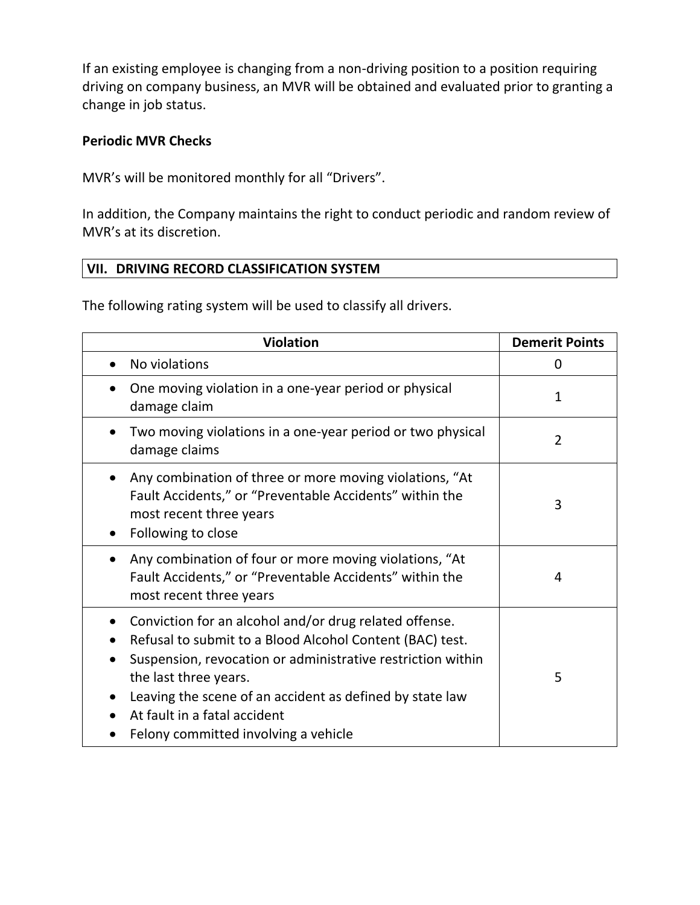If an existing employee is changing from a non-driving position to a position requiring driving on company business, an MVR will be obtained and evaluated prior to granting a change in job status.

**Periodic MVR Checks**

MVR's will be monitored monthly for all "Drivers".

In addition, the Company maintains the right to conduct periodic and random review of MVR's at its discretion.

## VII. DRIVING RECORD CLASSIFICATION SYSTEM

The following rating system will be used to classify all drivers.

| Violation | Demerit Points |
|---|---|
| • No violations | 0 |
| • One moving violation in a one-year period or physical damage claim | 1 |
| • Two moving violations in a one-year period or two physical damage claims | 2 |
| • Any combination of three or more moving violations, "At Fault Accidents," or "Preventable Accidents" within the most recent three years<br>• Following to close | 3 |
| • Any combination of four or more moving violations, "At Fault Accidents," or "Preventable Accidents" within the most recent three years | 4 |
| • Conviction for an alcohol and/or drug related offense.<br>• Refusal to submit to a Blood Alcohol Content (BAC) test.<br>• Suspension, revocation or administrative restriction within the last three years.<br>• Leaving the scene of an accident as defined by state law<br>• At fault in a fatal accident<br>• Felony committed involving a vehicle | 5 |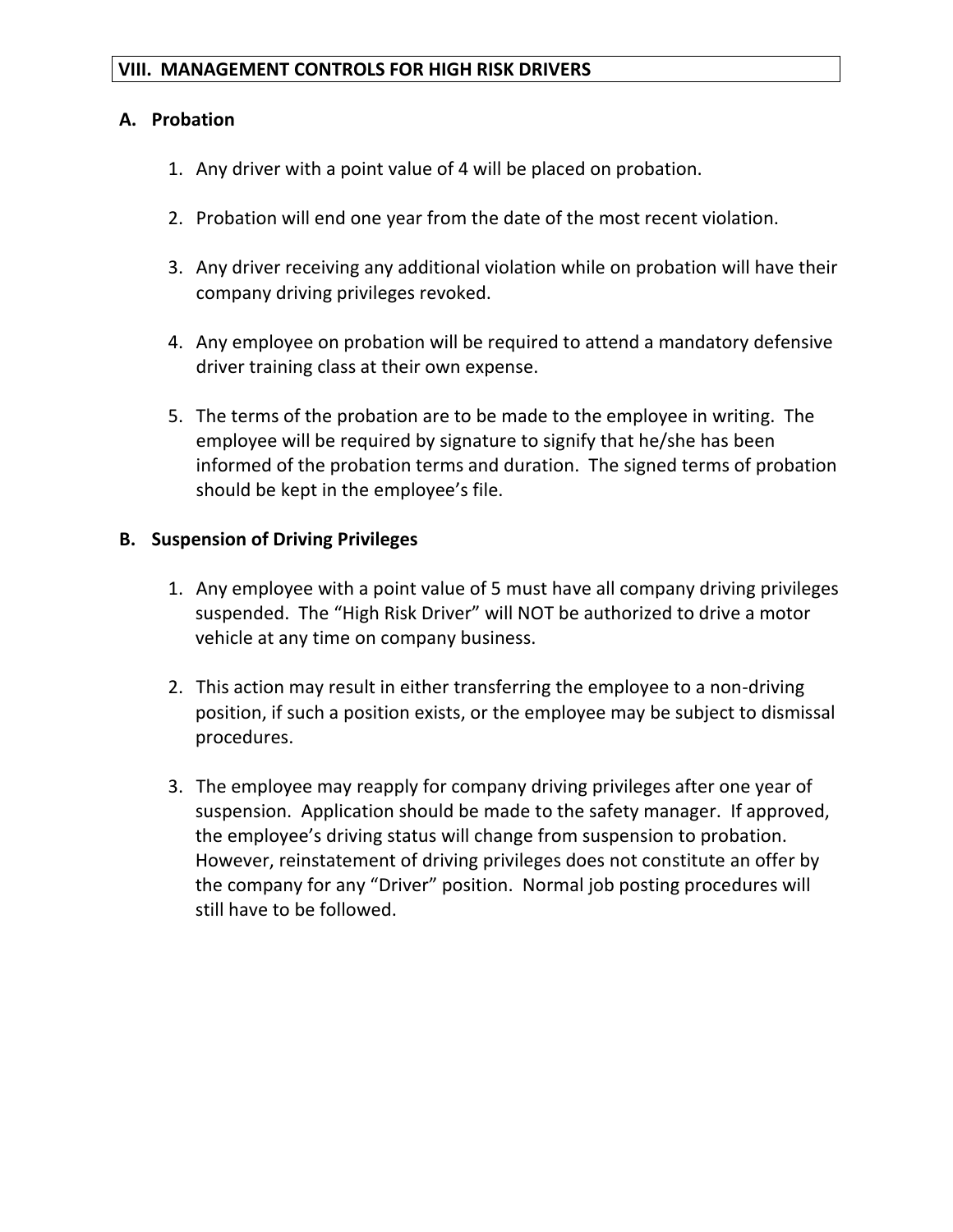## VIII. MANAGEMENT CONTROLS FOR HIGH RISK DRIVERS

### A. Probation

1. Any driver with a point value of 4 will be placed on probation.
2. Probation will end one year from the date of the most recent violation.
3. Any driver receiving any additional violation while on probation will have their company driving privileges revoked.
4. Any employee on probation will be required to attend a mandatory defensive driver training class at their own expense.
5. The terms of the probation are to be made to the employee in writing. The employee will be required by signature to signify that he/she has been informed of the probation terms and duration. The signed terms of probation should be kept in the employee's file.

### B. Suspension of Driving Privileges

1. Any employee with a point value of 5 must have all company driving privileges suspended. The "High Risk Driver" will NOT be authorized to drive a motor vehicle at any time on company business.
2. This action may result in either transferring the employee to a non-driving position, if such a position exists, or the employee may be subject to dismissal procedures.
3. The employee may reapply for company driving privileges after one year of suspension. Application should be made to the safety manager. If approved, the employee's driving status will change from suspension to probation. However, reinstatement of driving privileges does not constitute an offer by the company for any "Driver" position. Normal job posting procedures will still have to be followed.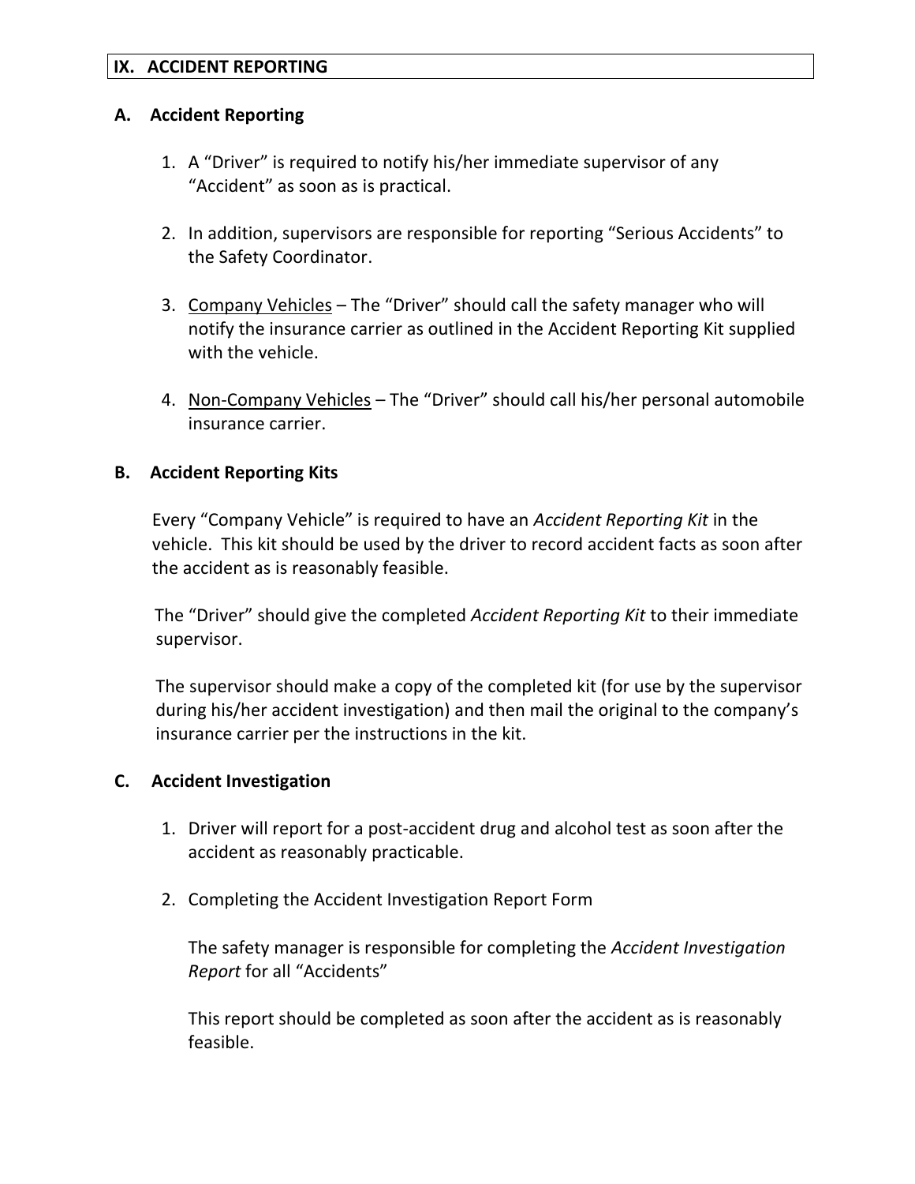## IX. ACCIDENT REPORTING

### A. Accident Reporting

1. A “Driver” is required to notify his/her immediate supervisor of any “Accident” as soon as is practical.

2. In addition, supervisors are responsible for reporting “Serious Accidents” to the Safety Coordinator.

3. <u>Company Vehicles</u> – The “Driver” should call the safety manager who will notify the insurance carrier as outlined in the Accident Reporting Kit supplied with the vehicle.

4. <u>Non-Company Vehicles</u> – The “Driver” should call his/her personal automobile insurance carrier.

### B. Accident Reporting Kits

Every “Company Vehicle” is required to have an *Accident Reporting Kit* in the vehicle. This kit should be used by the driver to record accident facts as soon after the accident as is reasonably feasible.

The “Driver” should give the completed *Accident Reporting Kit* to their immediate supervisor.

The supervisor should make a copy of the completed kit (for use by the supervisor during his/her accident investigation) and then mail the original to the company’s insurance carrier per the instructions in the kit.

### C. Accident Investigation

1. Driver will report for a post-accident drug and alcohol test as soon after the accident as reasonably practicable.

2. Completing the Accident Investigation Report Form

   The safety manager is responsible for completing the *Accident Investigation Report* for all “Accidents”

   This report should be completed as soon after the accident as is reasonably feasible.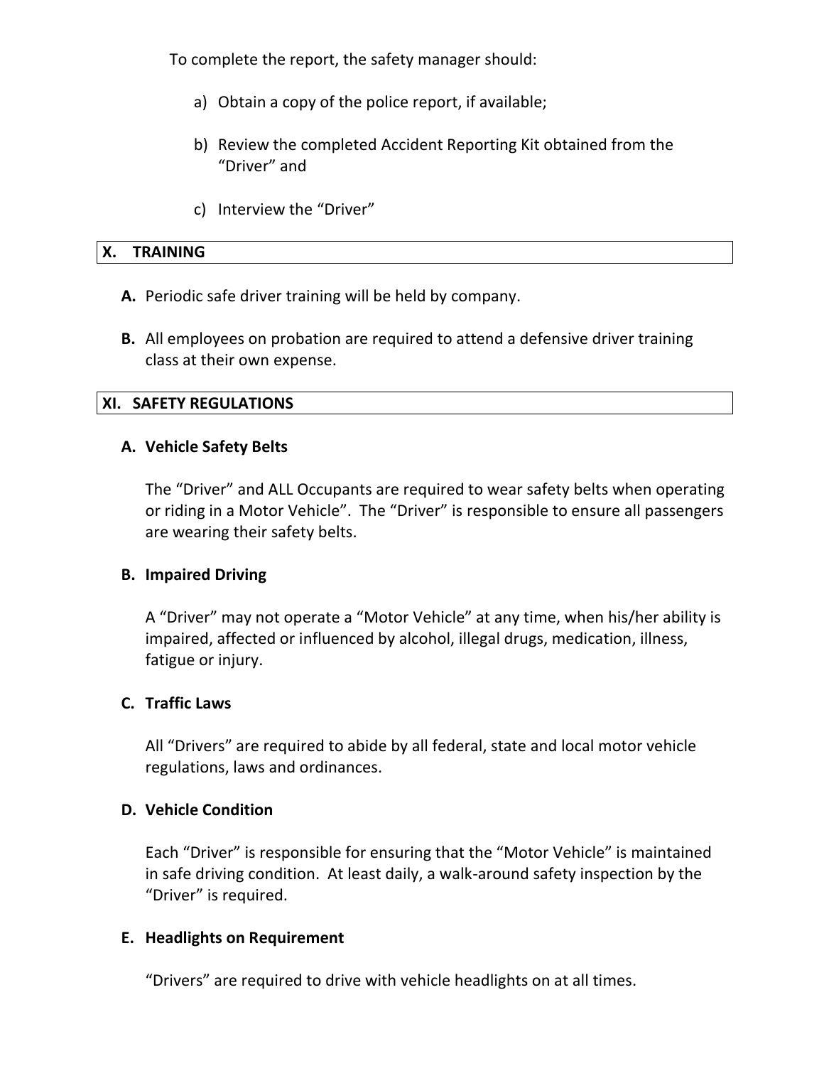To complete the report, the safety manager should:

a) Obtain a copy of the police report, if available;

b) Review the completed Accident Reporting Kit obtained from the "Driver" and

c) Interview the "Driver"

## X. TRAINING

**A.** Periodic safe driver training will be held by company.

**B.** All employees on probation are required to attend a defensive driver training class at their own expense.

## XI. SAFETY REGULATIONS

### A. Vehicle Safety Belts

The "Driver" and ALL Occupants are required to wear safety belts when operating or riding in a Motor Vehicle". The "Driver" is responsible to ensure all passengers are wearing their safety belts.

### B. Impaired Driving

A "Driver" may not operate a "Motor Vehicle" at any time, when his/her ability is impaired, affected or influenced by alcohol, illegal drugs, medication, illness, fatigue or injury.

### C. Traffic Laws

All "Drivers" are required to abide by all federal, state and local motor vehicle regulations, laws and ordinances.

### D. Vehicle Condition

Each "Driver" is responsible for ensuring that the "Motor Vehicle" is maintained in safe driving condition. At least daily, a walk-around safety inspection by the "Driver" is required.

### E. Headlights on Requirement

"Drivers" are required to drive with vehicle headlights on at all times.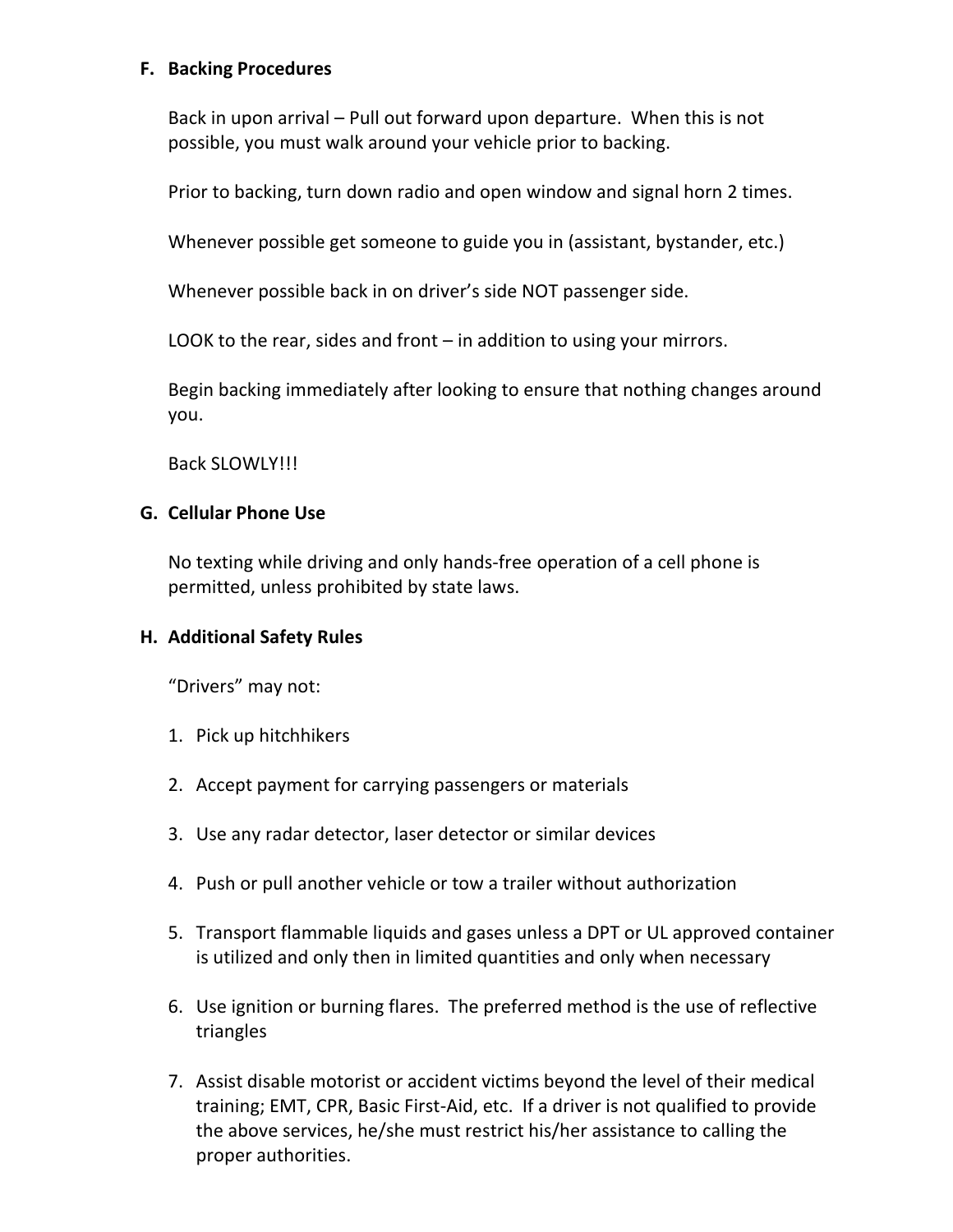### F. Backing Procedures

Back in upon arrival – Pull out forward upon departure. When this is not possible, you must walk around your vehicle prior to backing.

Prior to backing, turn down radio and open window and signal horn 2 times.

Whenever possible get someone to guide you in (assistant, bystander, etc.)

Whenever possible back in on driver's side NOT passenger side.

LOOK to the rear, sides and front – in addition to using your mirrors.

Begin backing immediately after looking to ensure that nothing changes around you.

Back SLOWLY!!!

### G. Cellular Phone Use

No texting while driving and only hands-free operation of a cell phone is permitted, unless prohibited by state laws.

### H. Additional Safety Rules

"Drivers" may not:

1. Pick up hitchhikers
2. Accept payment for carrying passengers or materials
3. Use any radar detector, laser detector or similar devices
4. Push or pull another vehicle or tow a trailer without authorization
5. Transport flammable liquids and gases unless a DPT or UL approved container is utilized and only then in limited quantities and only when necessary
6. Use ignition or burning flares. The preferred method is the use of reflective triangles
7. Assist disable motorist or accident victims beyond the level of their medical training; EMT, CPR, Basic First-Aid, etc. If a driver is not qualified to provide the above services, he/she must restrict his/her assistance to calling the proper authorities.